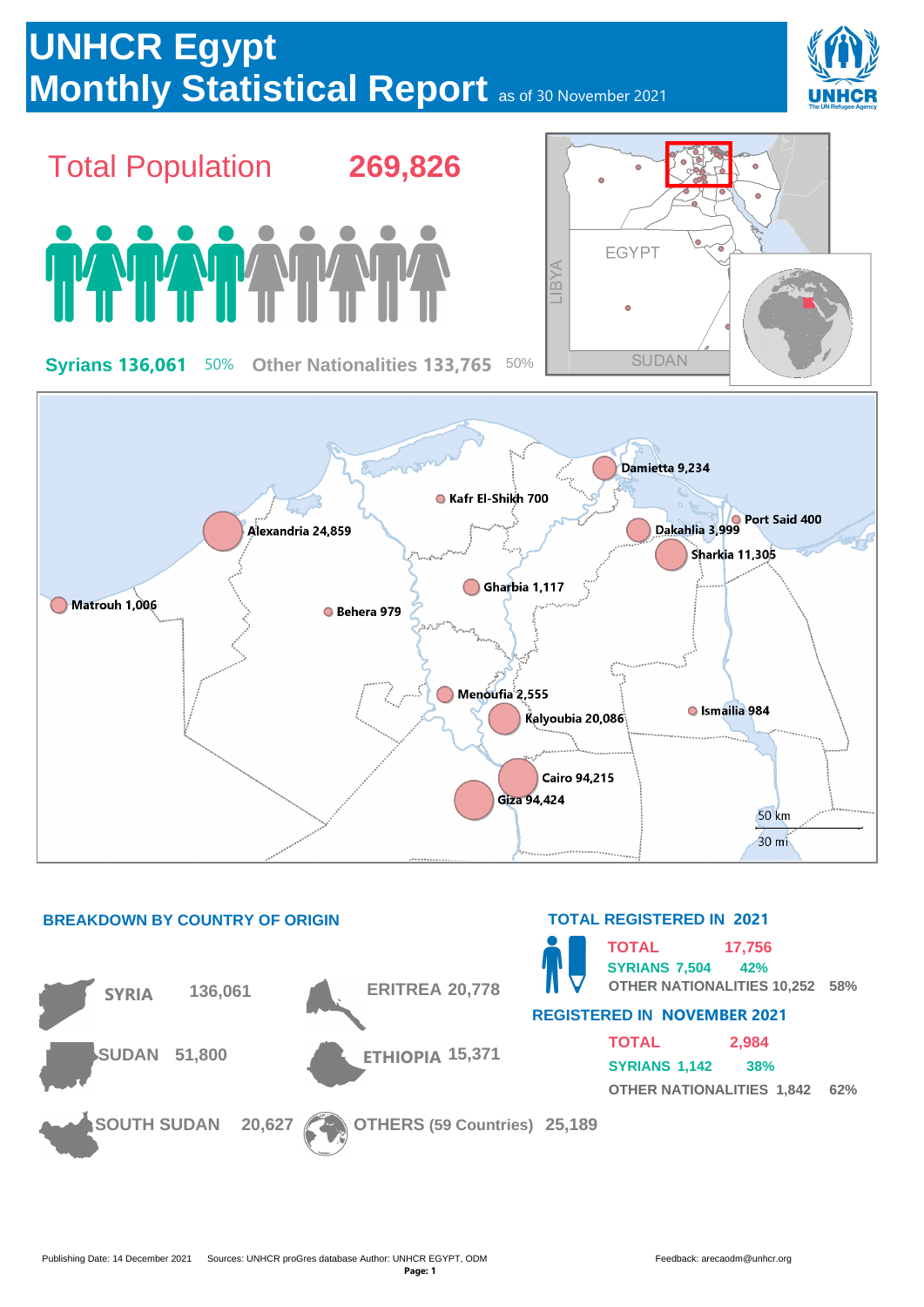# UNHCR Egypt
# Monthly Statistical Report as of 30 November 2021

## Total Population 269,826

**Syrians 136,061** 50% **Other Nationalities 133,765** 50%

EGYPT

LIBYA

SUDAN

Damietta 9,234
Kafr El-Shikh 700
Port Said 400
Alexandria 24,859
Dakahlia 3,999
Sharkia 11,305
Gharbia 1,117
Matrouh 1,006
Behera 979
Menoufia 2,555
Ismailia 984
Kalyoubia 20,086
Cairo 94,215
Giza 94,424

50 km
30 mi

### BREAKDOWN BY COUNTRY OF ORIGIN

| Country | Number |
|---|---|
| SYRIA | 136,061 |
| ERITREA | 20,778 |
| SUDAN | 51,800 |
| ETHIOPIA | 15,371 |
| SOUTH SUDAN | 20,627 |
| OTHERS (59 Countries) | 25,189 |

### TOTAL REGISTERED IN 2021

| | | |
|---|---|---|
| TOTAL | 17,756 | |
| SYRIANS | 7,504 | 42% |
| OTHER NATIONALITIES | 10,252 | 58% |

### REGISTERED IN NOVEMBER 2021

| | | |
|---|---|---|
| TOTAL | 2,984 | |
| SYRIANS | 1,142 | 38% |
| OTHER NATIONALITIES | 1,842 | 62% |

Publishing Date: 14 December 2021 Sources: UNHCR proGres database Author: UNHCR EGYPT, ODM Feedback: arecaodm@unhcr.org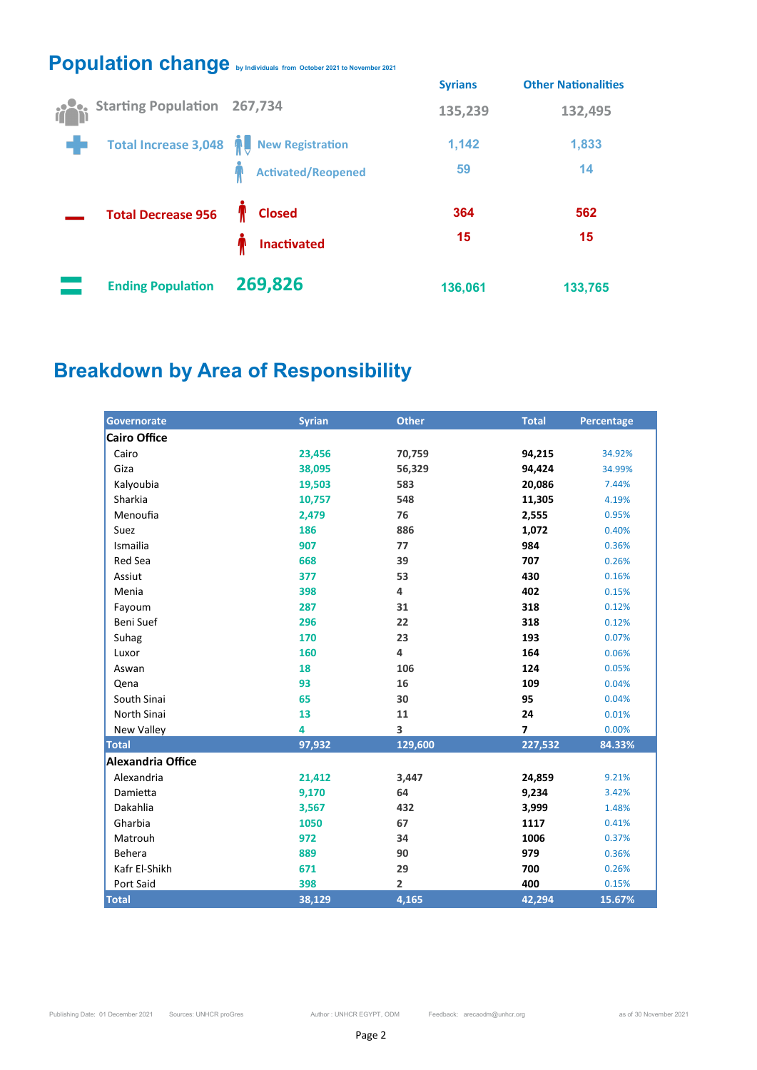## Population change

by Individuals from October 2021 to November 2021

| | | | Syrians | Other Nationalities |
|---|---|---|---|---|
| Starting Population | 267,734 | | 135,239 | 132,495 |
| Total Increase 3,048 | | New Registration | 1,142 | 1,833 |
| | | Activated/Reopened | 59 | 14 |
| Total Decrease 956 | | Closed | 364 | 562 |
| | | Inactivated | 15 | 15 |
| Ending Population | 269,826 | | 136,061 | 133,765 |

## Breakdown by Area of Responsibility

| Governorate | Syrian | Other | Total | Percentage |
|---|---|---|---|---|
| **Cairo Office** | | | | |
| Cairo | 23,456 | 70,759 | 94,215 | 34.92% |
| Giza | 38,095 | 56,329 | 94,424 | 34.99% |
| Kalyoubia | 19,503 | 583 | 20,086 | 7.44% |
| Sharkia | 10,757 | 548 | 11,305 | 4.19% |
| Menoufia | 2,479 | 76 | 2,555 | 0.95% |
| Suez | 186 | 886 | 1,072 | 0.40% |
| Ismailia | 907 | 77 | 984 | 0.36% |
| Red Sea | 668 | 39 | 707 | 0.26% |
| Assiut | 377 | 53 | 430 | 0.16% |
| Menia | 398 | 4 | 402 | 0.15% |
| Fayoum | 287 | 31 | 318 | 0.12% |
| Beni Suef | 296 | 22 | 318 | 0.12% |
| Suhag | 170 | 23 | 193 | 0.07% |
| Luxor | 160 | 4 | 164 | 0.06% |
| Aswan | 18 | 106 | 124 | 0.05% |
| Qena | 93 | 16 | 109 | 0.04% |
| South Sinai | 65 | 30 | 95 | 0.04% |
| North Sinai | 13 | 11 | 24 | 0.01% |
| New Valley | 4 | 3 | 7 | 0.00% |
| **Total** | **97,932** | **129,600** | **227,532** | **84.33%** |
| **Alexandria Office** | | | | |
| Alexandria | 21,412 | 3,447 | 24,859 | 9.21% |
| Damietta | 9,170 | 64 | 9,234 | 3.42% |
| Dakahlia | 3,567 | 432 | 3,999 | 1.48% |
| Gharbia | 1050 | 67 | 1117 | 0.41% |
| Matrouh | 972 | 34 | 1006 | 0.37% |
| Behera | 889 | 90 | 979 | 0.36% |
| Kafr El-Shikh | 671 | 29 | 700 | 0.26% |
| Port Said | 398 | 2 | 400 | 0.15% |
| **Total** | **38,129** | **4,165** | **42,294** | **15.67%** |

Publishing Date: 01 December 2021 Sources: UNHCR proGres Author : UNHCR EGYPT, ODM Feedback: arecaodm@unhcr.org as of 30 November 2021